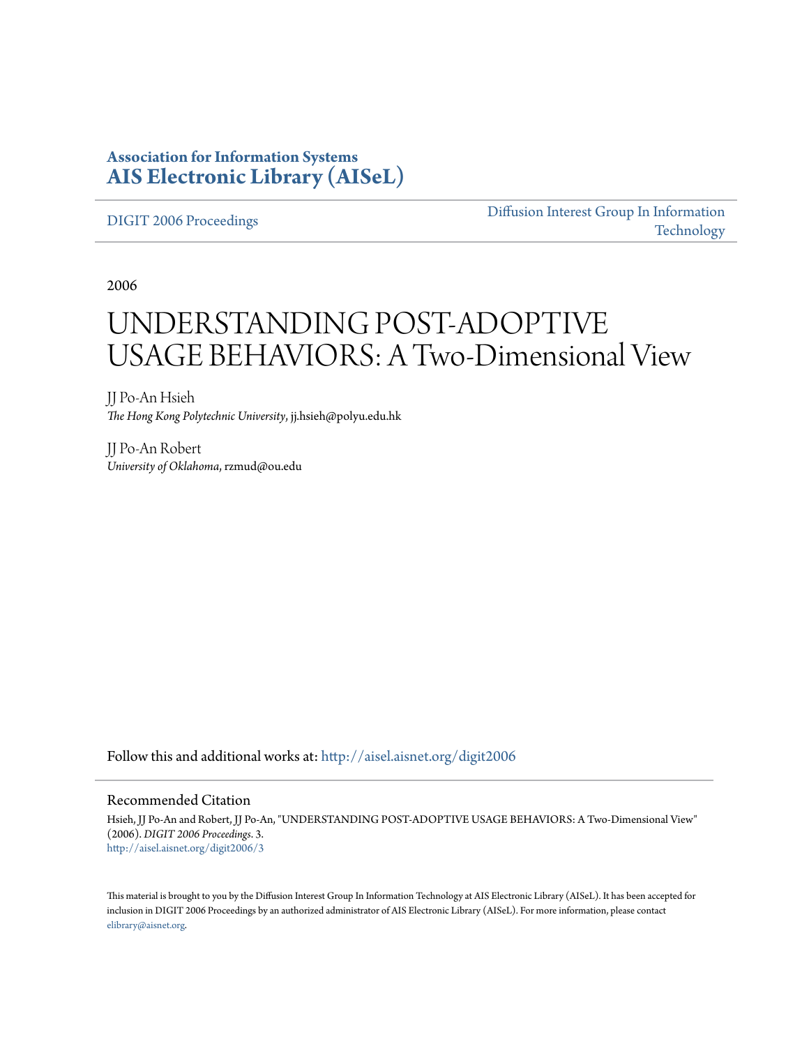**Association for Information Systems**
**AIS Electronic Library (AISeL)**

DIGIT 2006 Proceedings | Diffusion Interest Group In Information Technology

2006

# UNDERSTANDING POST-ADOPTIVE USAGE BEHAVIORS: A Two-Dimensional View

JJ Po-An Hsieh
*The Hong Kong Polytechnic University*, jj.hsieh@polyu.edu.hk

JJ Po-An Robert
*University of Oklahoma*, rzmud@ou.edu

Follow this and additional works at: http://aisel.aisnet.org/digit2006

## Recommended Citation

Hsieh, JJ Po-An and Robert, JJ Po-An, "UNDERSTANDING POST-ADOPTIVE USAGE BEHAVIORS: A Two-Dimensional View" (2006). *DIGIT 2006 Proceedings*. 3.
http://aisel.aisnet.org/digit2006/3

This material is brought to you by the Diffusion Interest Group In Information Technology at AIS Electronic Library (AISeL). It has been accepted for inclusion in DIGIT 2006 Proceedings by an authorized administrator of AIS Electronic Library (AISeL). For more information, please contact elibrary@aisnet.org.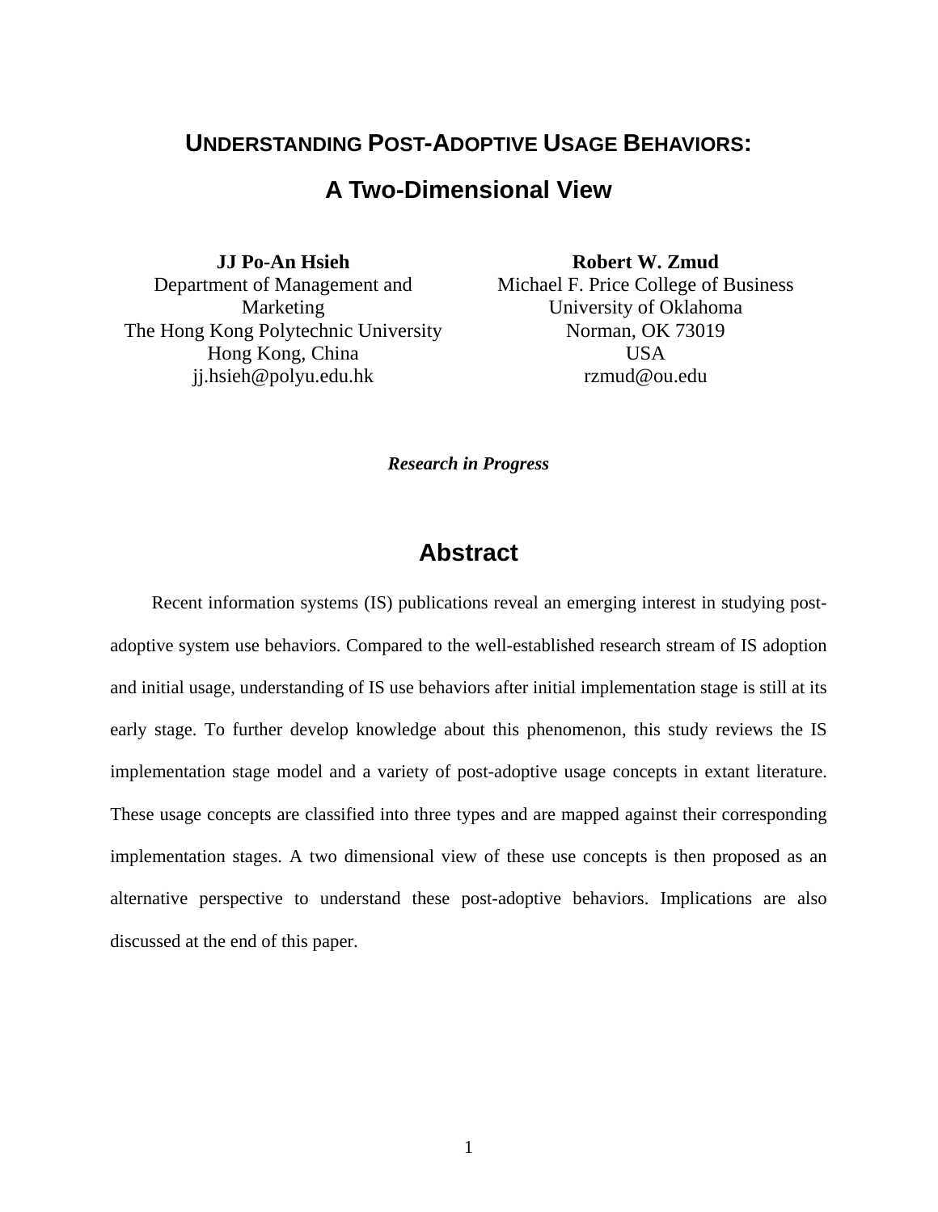# UNDERSTANDING POST-ADOPTIVE USAGE BEHAVIORS:

## A Two-Dimensional View

**JJ Po-An Hsieh**
Department of Management and Marketing
The Hong Kong Polytechnic University
Hong Kong, China
jj.hsieh@polyu.edu.hk

**Robert W. Zmud**
Michael F. Price College of Business
University of Oklahoma
Norman, OK 73019
USA
rzmud@ou.edu

***Research in Progress***

## Abstract

Recent information systems (IS) publications reveal an emerging interest in studying post-adoptive system use behaviors. Compared to the well-established research stream of IS adoption and initial usage, understanding of IS use behaviors after initial implementation stage is still at its early stage. To further develop knowledge about this phenomenon, this study reviews the IS implementation stage model and a variety of post-adoptive usage concepts in extant literature. These usage concepts are classified into three types and are mapped against their corresponding implementation stages. A two dimensional view of these use concepts is then proposed as an alternative perspective to understand these post-adoptive behaviors. Implications are also discussed at the end of this paper.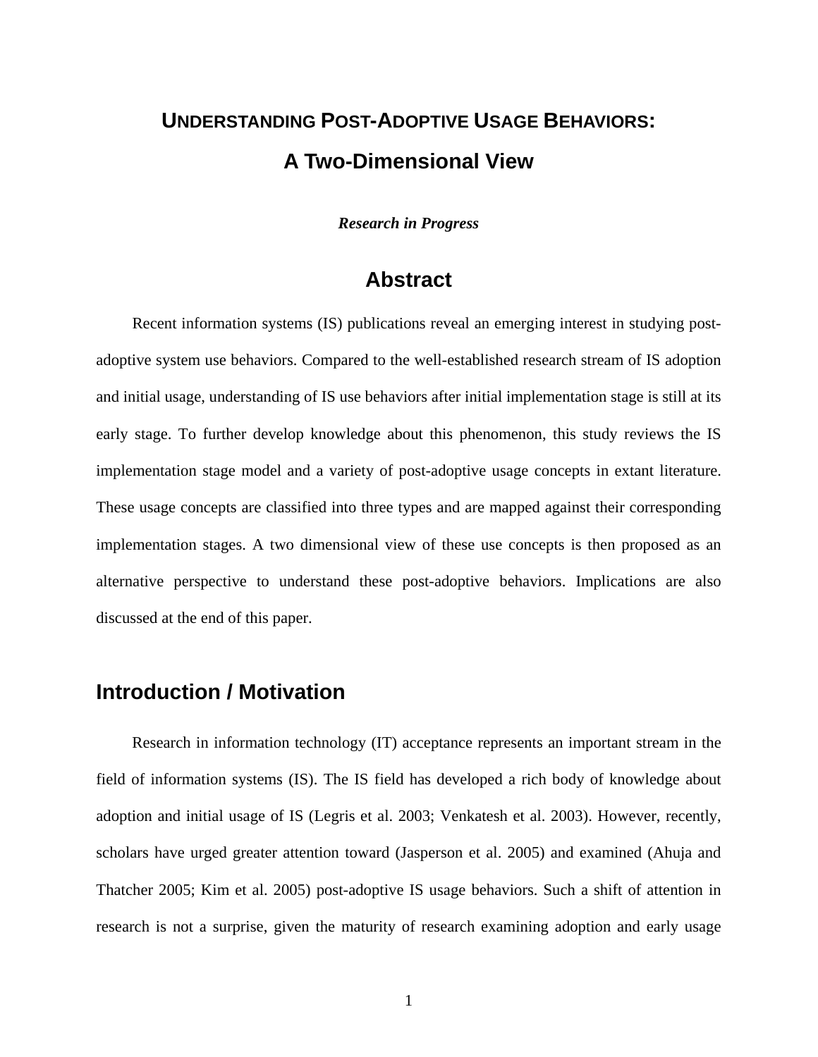# Understanding Post-Adoptive Usage Behaviors: A Two-Dimensional View

***Research in Progress***

## Abstract

Recent information systems (IS) publications reveal an emerging interest in studying post-adoptive system use behaviors. Compared to the well-established research stream of IS adoption and initial usage, understanding of IS use behaviors after initial implementation stage is still at its early stage. To further develop knowledge about this phenomenon, this study reviews the IS implementation stage model and a variety of post-adoptive usage concepts in extant literature. These usage concepts are classified into three types and are mapped against their corresponding implementation stages. A two dimensional view of these use concepts is then proposed as an alternative perspective to understand these post-adoptive behaviors. Implications are also discussed at the end of this paper.

## Introduction / Motivation

Research in information technology (IT) acceptance represents an important stream in the field of information systems (IS). The IS field has developed a rich body of knowledge about adoption and initial usage of IS (Legris et al. 2003; Venkatesh et al. 2003). However, recently, scholars have urged greater attention toward (Jasperson et al. 2005) and examined (Ahuja and Thatcher 2005; Kim et al. 2005) post-adoptive IS usage behaviors. Such a shift of attention in research is not a surprise, given the maturity of research examining adoption and early usage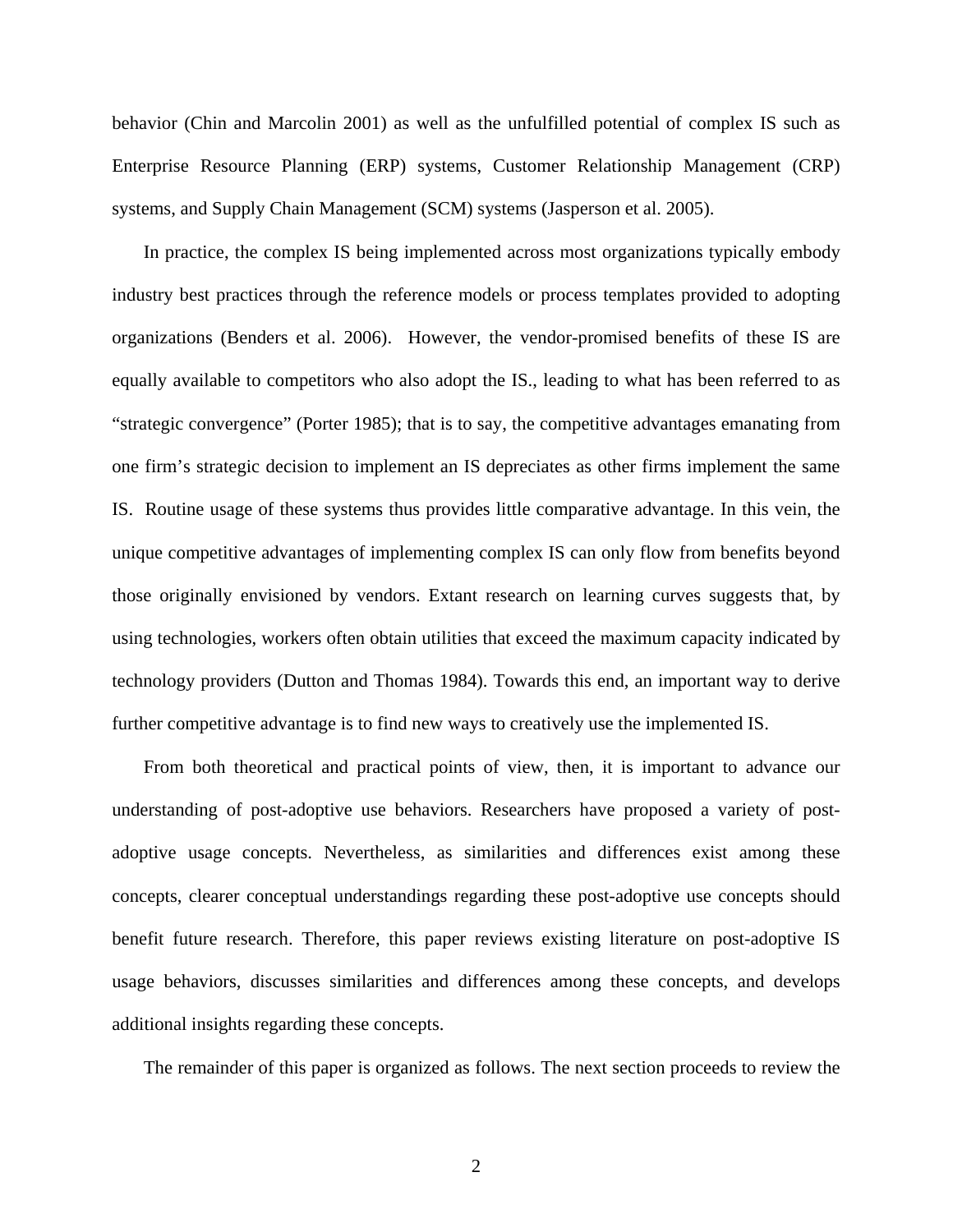behavior (Chin and Marcolin 2001) as well as the unfulfilled potential of complex IS such as Enterprise Resource Planning (ERP) systems, Customer Relationship Management (CRP) systems, and Supply Chain Management (SCM) systems (Jasperson et al. 2005).

In practice, the complex IS being implemented across most organizations typically embody industry best practices through the reference models or process templates provided to adopting organizations (Benders et al. 2006). However, the vendor-promised benefits of these IS are equally available to competitors who also adopt the IS., leading to what has been referred to as "strategic convergence" (Porter 1985); that is to say, the competitive advantages emanating from one firm's strategic decision to implement an IS depreciates as other firms implement the same IS. Routine usage of these systems thus provides little comparative advantage. In this vein, the unique competitive advantages of implementing complex IS can only flow from benefits beyond those originally envisioned by vendors. Extant research on learning curves suggests that, by using technologies, workers often obtain utilities that exceed the maximum capacity indicated by technology providers (Dutton and Thomas 1984). Towards this end, an important way to derive further competitive advantage is to find new ways to creatively use the implemented IS.

From both theoretical and practical points of view, then, it is important to advance our understanding of post-adoptive use behaviors. Researchers have proposed a variety of post-adoptive usage concepts. Nevertheless, as similarities and differences exist among these concepts, clearer conceptual understandings regarding these post-adoptive use concepts should benefit future research. Therefore, this paper reviews existing literature on post-adoptive IS usage behaviors, discusses similarities and differences among these concepts, and develops additional insights regarding these concepts.

The remainder of this paper is organized as follows. The next section proceeds to review the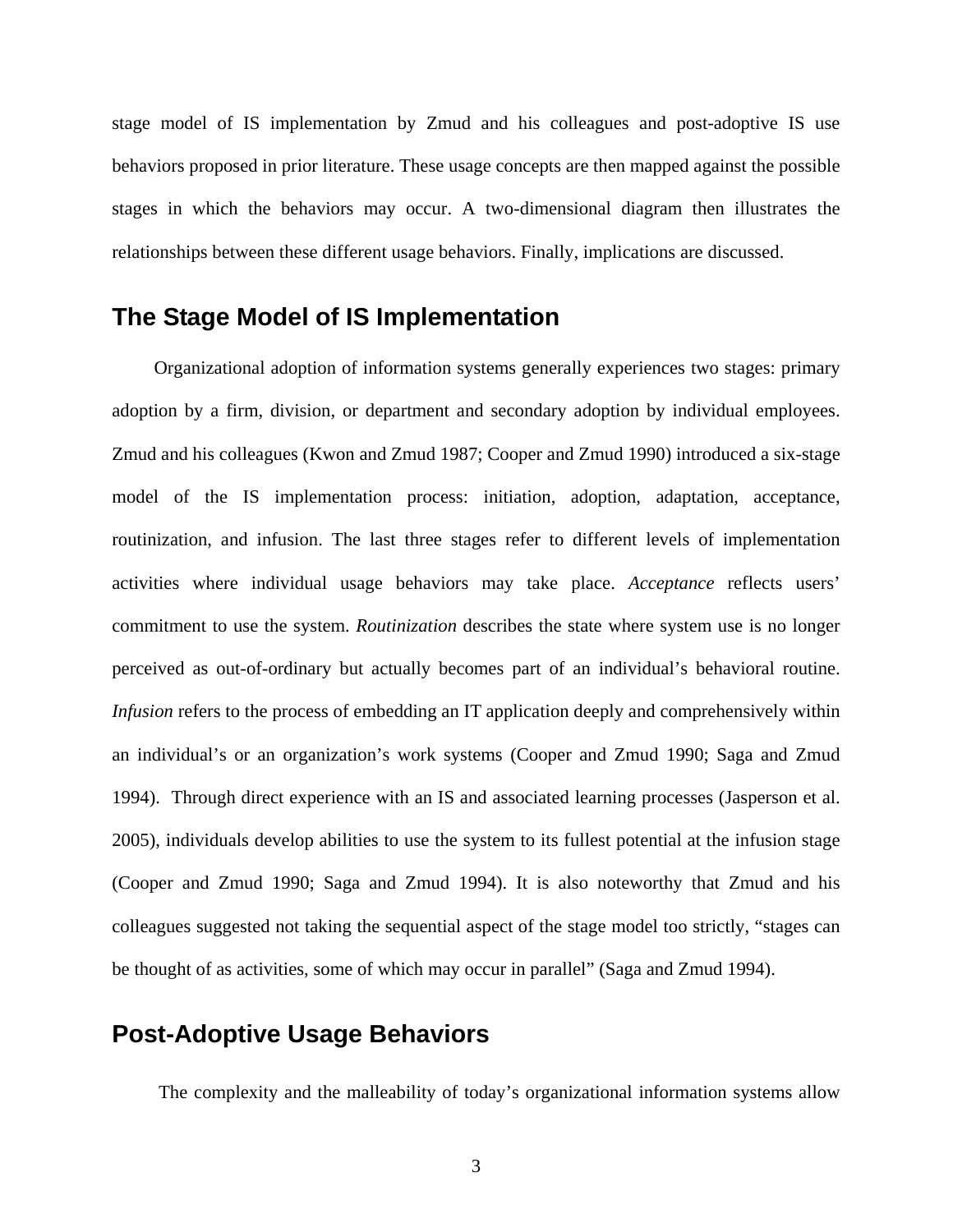stage model of IS implementation by Zmud and his colleagues and post-adoptive IS use behaviors proposed in prior literature. These usage concepts are then mapped against the possible stages in which the behaviors may occur. A two-dimensional diagram then illustrates the relationships between these different usage behaviors. Finally, implications are discussed.

## The Stage Model of IS Implementation

Organizational adoption of information systems generally experiences two stages: primary adoption by a firm, division, or department and secondary adoption by individual employees. Zmud and his colleagues (Kwon and Zmud 1987; Cooper and Zmud 1990) introduced a six-stage model of the IS implementation process: initiation, adoption, adaptation, acceptance, routinization, and infusion. The last three stages refer to different levels of implementation activities where individual usage behaviors may take place. *Acceptance* reflects users' commitment to use the system. *Routinization* describes the state where system use is no longer perceived as out-of-ordinary but actually becomes part of an individual's behavioral routine. *Infusion* refers to the process of embedding an IT application deeply and comprehensively within an individual's or an organization's work systems (Cooper and Zmud 1990; Saga and Zmud 1994). Through direct experience with an IS and associated learning processes (Jasperson et al. 2005), individuals develop abilities to use the system to its fullest potential at the infusion stage (Cooper and Zmud 1990; Saga and Zmud 1994). It is also noteworthy that Zmud and his colleagues suggested not taking the sequential aspect of the stage model too strictly, "stages can be thought of as activities, some of which may occur in parallel" (Saga and Zmud 1994).

## Post-Adoptive Usage Behaviors

The complexity and the malleability of today's organizational information systems allow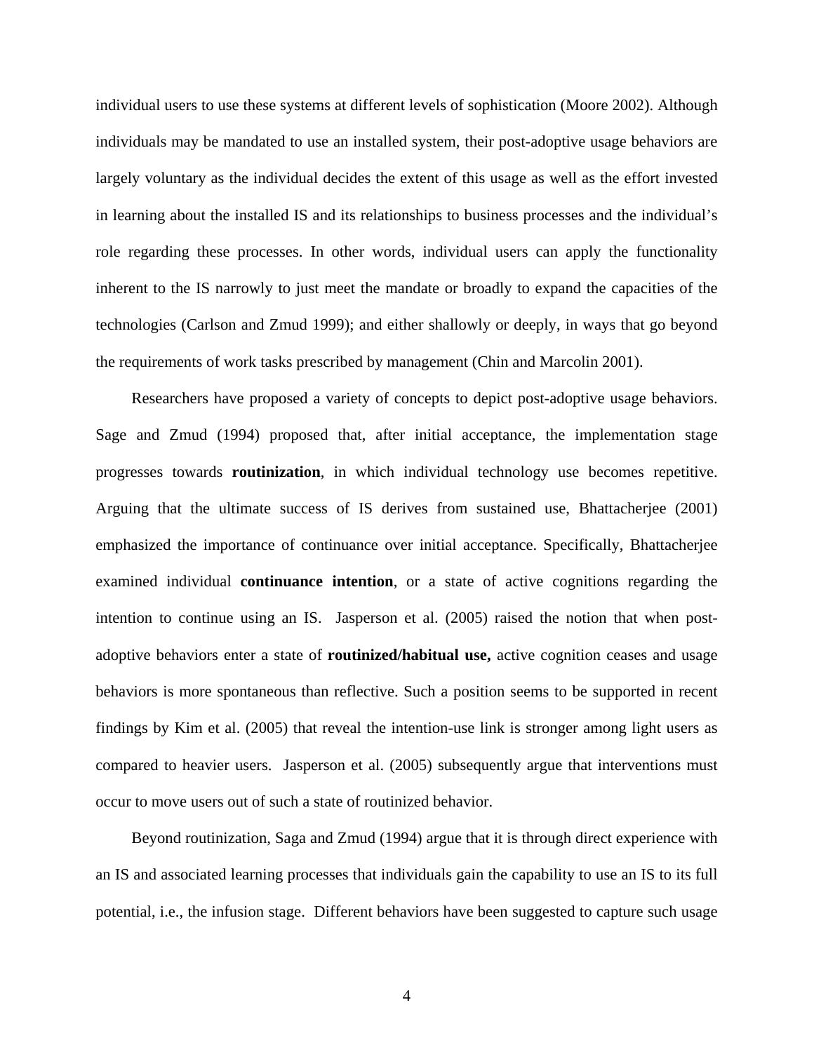individual users to use these systems at different levels of sophistication (Moore 2002). Although individuals may be mandated to use an installed system, their post-adoptive usage behaviors are largely voluntary as the individual decides the extent of this usage as well as the effort invested in learning about the installed IS and its relationships to business processes and the individual's role regarding these processes. In other words, individual users can apply the functionality inherent to the IS narrowly to just meet the mandate or broadly to expand the capacities of the technologies (Carlson and Zmud 1999); and either shallowly or deeply, in ways that go beyond the requirements of work tasks prescribed by management (Chin and Marcolin 2001).

Researchers have proposed a variety of concepts to depict post-adoptive usage behaviors. Sage and Zmud (1994) proposed that, after initial acceptance, the implementation stage progresses towards **routinization**, in which individual technology use becomes repetitive. Arguing that the ultimate success of IS derives from sustained use, Bhattacherjee (2001) emphasized the importance of continuance over initial acceptance. Specifically, Bhattacherjee examined individual **continuance intention**, or a state of active cognitions regarding the intention to continue using an IS. Jasperson et al. (2005) raised the notion that when post-adoptive behaviors enter a state of **routinized/habitual use,** active cognition ceases and usage behaviors is more spontaneous than reflective. Such a position seems to be supported in recent findings by Kim et al. (2005) that reveal the intention-use link is stronger among light users as compared to heavier users. Jasperson et al. (2005) subsequently argue that interventions must occur to move users out of such a state of routinized behavior.

Beyond routinization, Saga and Zmud (1994) argue that it is through direct experience with an IS and associated learning processes that individuals gain the capability to use an IS to its full potential, i.e., the infusion stage. Different behaviors have been suggested to capture such usage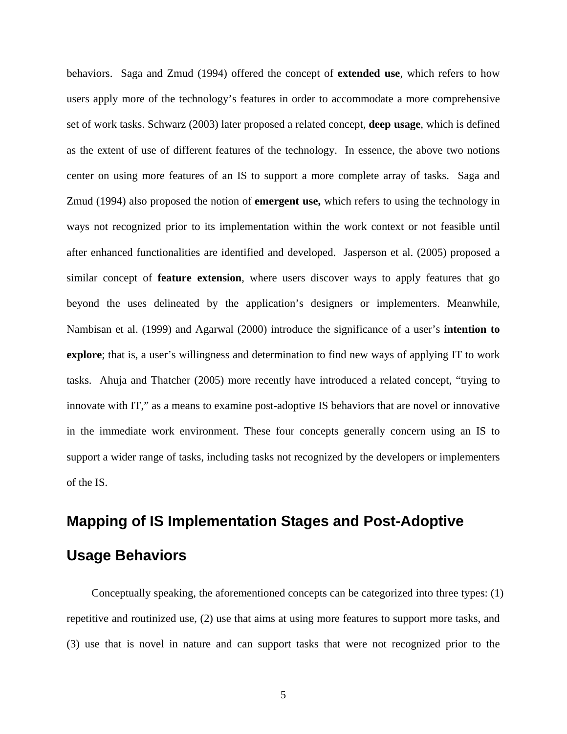behaviors. Saga and Zmud (1994) offered the concept of **extended use**, which refers to how users apply more of the technology's features in order to accommodate a more comprehensive set of work tasks. Schwarz (2003) later proposed a related concept, **deep usage**, which is defined as the extent of use of different features of the technology. In essence, the above two notions center on using more features of an IS to support a more complete array of tasks. Saga and Zmud (1994) also proposed the notion of **emergent use,** which refers to using the technology in ways not recognized prior to its implementation within the work context or not feasible until after enhanced functionalities are identified and developed. Jasperson et al. (2005) proposed a similar concept of **feature extension**, where users discover ways to apply features that go beyond the uses delineated by the application's designers or implementers. Meanwhile, Nambisan et al. (1999) and Agarwal (2000) introduce the significance of a user's **intention to explore**; that is, a user's willingness and determination to find new ways of applying IT to work tasks. Ahuja and Thatcher (2005) more recently have introduced a related concept, "trying to innovate with IT," as a means to examine post-adoptive IS behaviors that are novel or innovative in the immediate work environment. These four concepts generally concern using an IS to support a wider range of tasks, including tasks not recognized by the developers or implementers of the IS.

## Mapping of IS Implementation Stages and Post-Adoptive Usage Behaviors

Conceptually speaking, the aforementioned concepts can be categorized into three types: (1) repetitive and routinized use, (2) use that aims at using more features to support more tasks, and (3) use that is novel in nature and can support tasks that were not recognized prior to the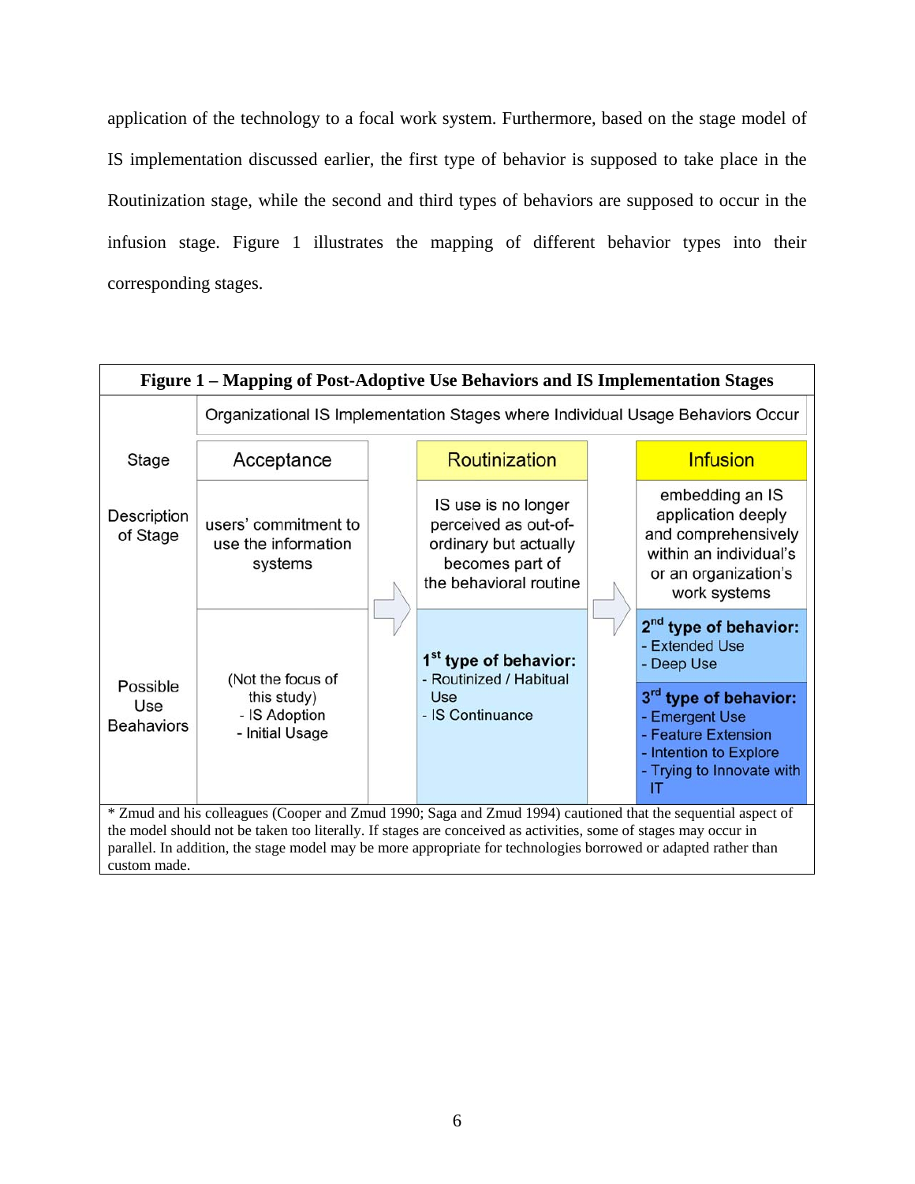application of the technology to a focal work system. Furthermore, based on the stage model of IS implementation discussed earlier, the first type of behavior is supposed to take place in the Routinization stage, while the second and third types of behaviors are supposed to occur in the infusion stage. Figure 1 illustrates the mapping of different behavior types into their corresponding stages.

**Figure 1 – Mapping of Post-Adoptive Use Behaviors and IS Implementation Stages**

| | Organizational IS Implementation Stages where Individual Usage Behaviors Occur | | |
|---|---|---|---|
| Stage | Acceptance | Routinization | Infusion |
| Description of Stage | users' commitment to use the information systems | IS use is no longer perceived as out-of-ordinary but actually becomes part of the behavioral routine | embedding an IS application deeply and comprehensively within an individual's or an organization's work systems |
| Possible Use Beahaviors | (Not the focus of this study)<br>- IS Adoption<br>- Initial Usage | **1st type of behavior:**<br>- Routinized / Habitual Use<br>- IS Continuance | **2nd type of behavior:**<br>- Extended Use<br>- Deep Use<br><br>**3rd type of behavior:**<br>- Emergent Use<br>- Feature Extension<br>- Intention to Explore<br>- Trying to Innovate with IT |

\* Zmud and his colleagues (Cooper and Zmud 1990; Saga and Zmud 1994) cautioned that the sequential aspect of the model should not be taken too literally. If stages are conceived as activities, some of stages may occur in parallel. In addition, the stage model may be more appropriate for technologies borrowed or adapted rather than custom made.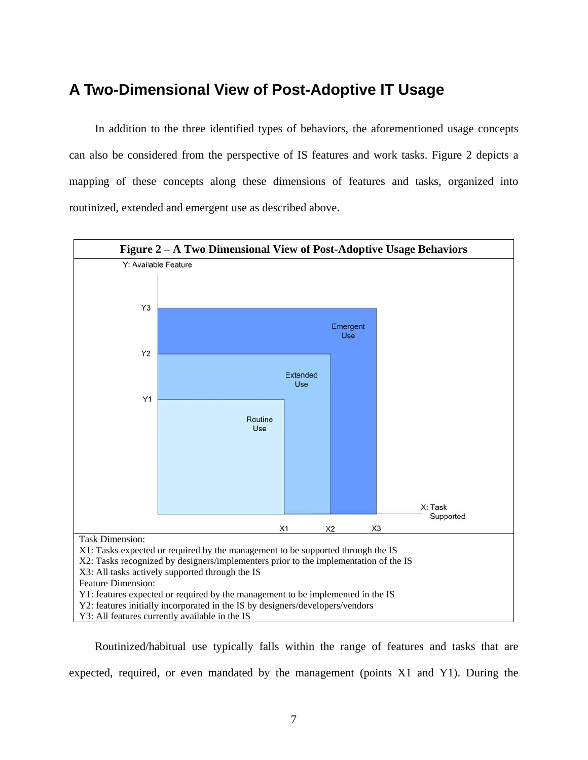## A Two-Dimensional View of Post-Adoptive IT Usage

In addition to the three identified types of behaviors, the aforementioned usage concepts can also be considered from the perspective of IS features and work tasks. Figure 2 depicts a mapping of these concepts along these dimensions of features and tasks, organized into routinized, extended and emergent use as described above.

**Figure 2 – A Two Dimensional View of Post-Adoptive Usage Behaviors**

Task Dimension:
X1: Tasks expected or required by the management to be supported through the IS
X2: Tasks recognized by designers/implementers prior to the implementation of the IS
X3: All tasks actively supported through the IS
Feature Dimension:
Y1: features expected or required by the management to be implemented in the IS
Y2: features initially incorporated in the IS by designers/developers/vendors
Y3: All features currently available in the IS

Routinized/habitual use typically falls within the range of features and tasks that are expected, required, or even mandated by the management (points X1 and Y1). During the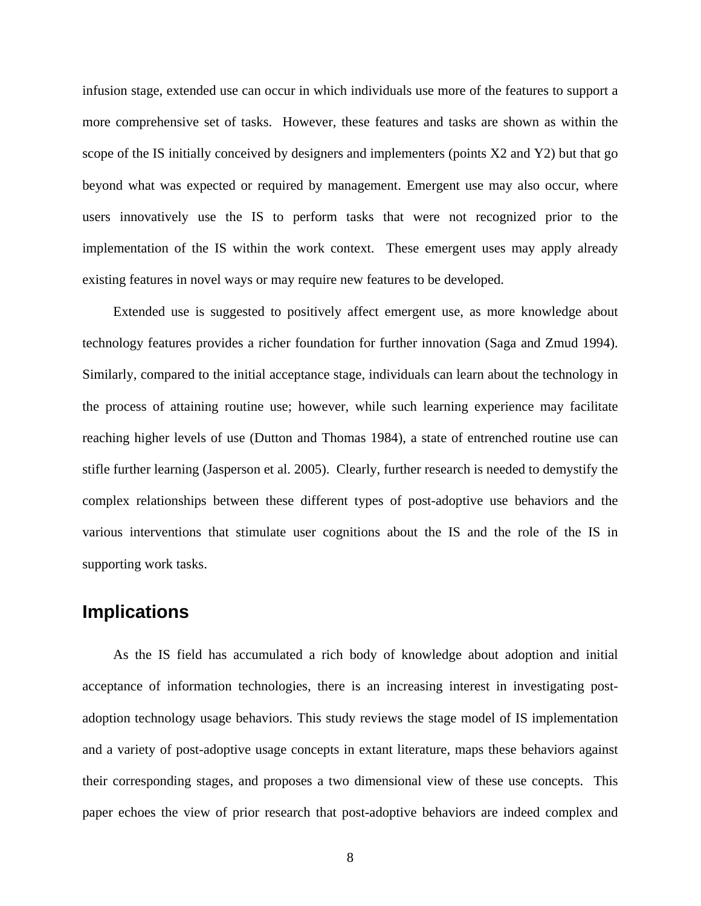infusion stage, extended use can occur in which individuals use more of the features to support a more comprehensive set of tasks. However, these features and tasks are shown as within the scope of the IS initially conceived by designers and implementers (points X2 and Y2) but that go beyond what was expected or required by management. Emergent use may also occur, where users innovatively use the IS to perform tasks that were not recognized prior to the implementation of the IS within the work context. These emergent uses may apply already existing features in novel ways or may require new features to be developed.

Extended use is suggested to positively affect emergent use, as more knowledge about technology features provides a richer foundation for further innovation (Saga and Zmud 1994). Similarly, compared to the initial acceptance stage, individuals can learn about the technology in the process of attaining routine use; however, while such learning experience may facilitate reaching higher levels of use (Dutton and Thomas 1984), a state of entrenched routine use can stifle further learning (Jasperson et al. 2005). Clearly, further research is needed to demystify the complex relationships between these different types of post-adoptive use behaviors and the various interventions that stimulate user cognitions about the IS and the role of the IS in supporting work tasks.

## Implications

As the IS field has accumulated a rich body of knowledge about adoption and initial acceptance of information technologies, there is an increasing interest in investigating post-adoption technology usage behaviors. This study reviews the stage model of IS implementation and a variety of post-adoptive usage concepts in extant literature, maps these behaviors against their corresponding stages, and proposes a two dimensional view of these use concepts. This paper echoes the view of prior research that post-adoptive behaviors are indeed complex and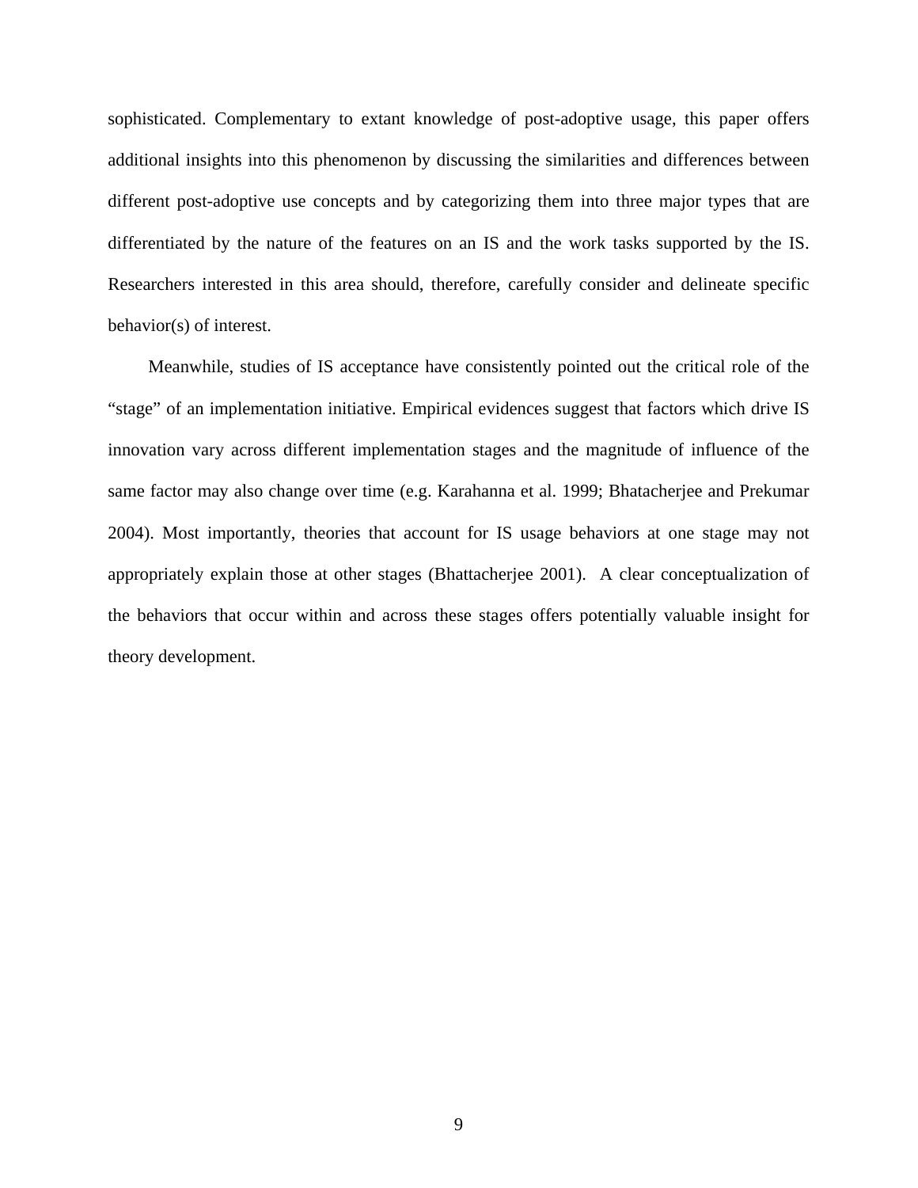sophisticated. Complementary to extant knowledge of post-adoptive usage, this paper offers additional insights into this phenomenon by discussing the similarities and differences between different post-adoptive use concepts and by categorizing them into three major types that are differentiated by the nature of the features on an IS and the work tasks supported by the IS. Researchers interested in this area should, therefore, carefully consider and delineate specific behavior(s) of interest.

Meanwhile, studies of IS acceptance have consistently pointed out the critical role of the "stage" of an implementation initiative. Empirical evidences suggest that factors which drive IS innovation vary across different implementation stages and the magnitude of influence of the same factor may also change over time (e.g. Karahanna et al. 1999; Bhatacherjee and Prekumar 2004). Most importantly, theories that account for IS usage behaviors at one stage may not appropriately explain those at other stages (Bhattacherjee 2001). A clear conceptualization of the behaviors that occur within and across these stages offers potentially valuable insight for theory development.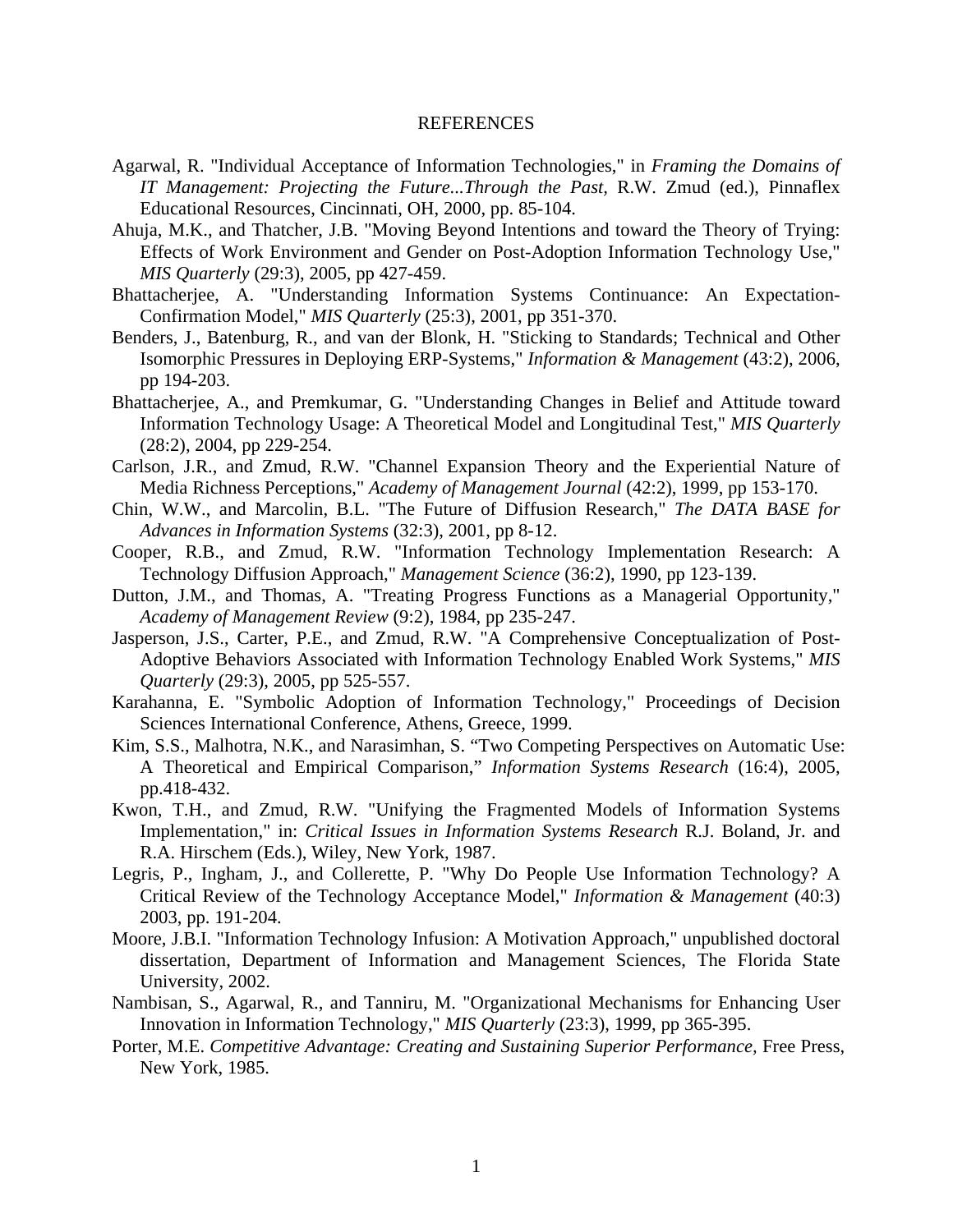# REFERENCES

Agarwal, R. "Individual Acceptance of Information Technologies," in *Framing the Domains of IT Management: Projecting the Future...Through the Past,* R.W. Zmud (ed.), Pinnaflex Educational Resources, Cincinnati, OH, 2000, pp. 85-104.

Ahuja, M.K., and Thatcher, J.B. "Moving Beyond Intentions and toward the Theory of Trying: Effects of Work Environment and Gender on Post-Adoption Information Technology Use," *MIS Quarterly* (29:3), 2005, pp 427-459.

Bhattacherjee, A. "Understanding Information Systems Continuance: An Expectation-Confirmation Model," *MIS Quarterly* (25:3), 2001, pp 351-370.

Benders, J., Batenburg, R., and van der Blonk, H. "Sticking to Standards; Technical and Other Isomorphic Pressures in Deploying ERP-Systems," *Information & Management* (43:2), 2006, pp 194-203.

Bhattacherjee, A., and Premkumar, G. "Understanding Changes in Belief and Attitude toward Information Technology Usage: A Theoretical Model and Longitudinal Test," *MIS Quarterly* (28:2), 2004, pp 229-254.

Carlson, J.R., and Zmud, R.W. "Channel Expansion Theory and the Experiential Nature of Media Richness Perceptions," *Academy of Management Journal* (42:2), 1999, pp 153-170.

Chin, W.W., and Marcolin, B.L. "The Future of Diffusion Research," *The DATA BASE for Advances in Information Systems* (32:3), 2001, pp 8-12.

Cooper, R.B., and Zmud, R.W. "Information Technology Implementation Research: A Technology Diffusion Approach," *Management Science* (36:2), 1990, pp 123-139.

Dutton, J.M., and Thomas, A. "Treating Progress Functions as a Managerial Opportunity," *Academy of Management Review* (9:2), 1984, pp 235-247.

Jasperson, J.S., Carter, P.E., and Zmud, R.W. "A Comprehensive Conceptualization of Post-Adoptive Behaviors Associated with Information Technology Enabled Work Systems," *MIS Quarterly* (29:3), 2005, pp 525-557.

Karahanna, E. "Symbolic Adoption of Information Technology," Proceedings of Decision Sciences International Conference, Athens, Greece, 1999.

Kim, S.S., Malhotra, N.K., and Narasimhan, S. "Two Competing Perspectives on Automatic Use: A Theoretical and Empirical Comparison," *Information Systems Research* (16:4), 2005, pp.418-432.

Kwon, T.H., and Zmud, R.W. "Unifying the Fragmented Models of Information Systems Implementation," in: *Critical Issues in Information Systems Research* R.J. Boland, Jr. and R.A. Hirschem (Eds.), Wiley, New York, 1987.

Legris, P., Ingham, J., and Collerette, P. "Why Do People Use Information Technology? A Critical Review of the Technology Acceptance Model," *Information & Management* (40:3) 2003, pp. 191-204.

Moore, J.B.I. "Information Technology Infusion: A Motivation Approach," unpublished doctoral dissertation, Department of Information and Management Sciences, The Florida State University, 2002.

Nambisan, S., Agarwal, R., and Tanniru, M. "Organizational Mechanisms for Enhancing User Innovation in Information Technology," *MIS Quarterly* (23:3), 1999, pp 365-395.

Porter, M.E. *Competitive Advantage: Creating and Sustaining Superior Performance,* Free Press, New York, 1985.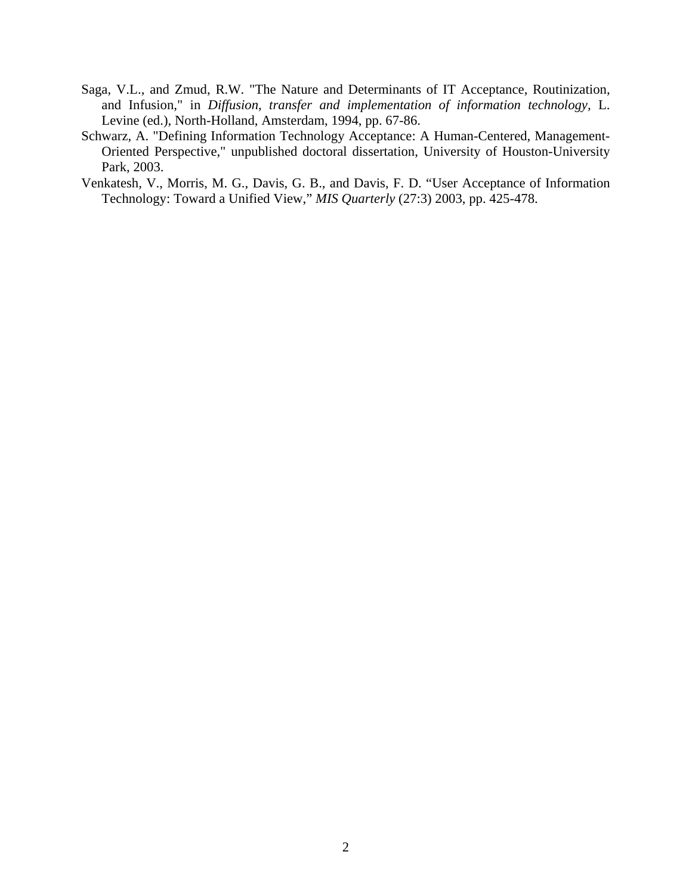Saga, V.L., and Zmud, R.W. "The Nature and Determinants of IT Acceptance, Routinization, and Infusion," in *Diffusion, transfer and implementation of information technology*, L. Levine (ed.), North-Holland, Amsterdam, 1994, pp. 67-86.

Schwarz, A. "Defining Information Technology Acceptance: A Human-Centered, Management-Oriented Perspective," unpublished doctoral dissertation, University of Houston-University Park, 2003.

Venkatesh, V., Morris, M. G., Davis, G. B., and Davis, F. D. "User Acceptance of Information Technology: Toward a Unified View," *MIS Quarterly* (27:3) 2003, pp. 425-478.